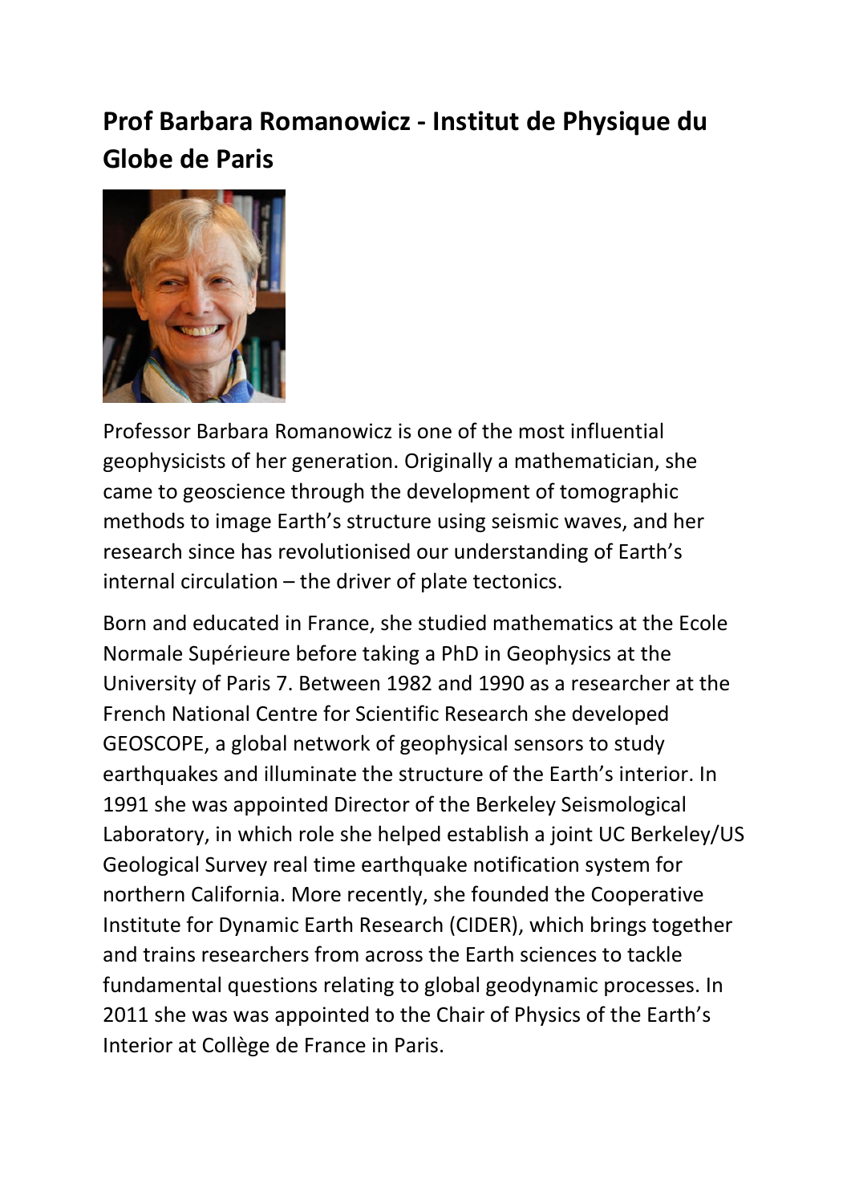# Prof Barbara Romanowicz - Institut de Physique du Globe de Paris

Professor Barbara Romanowicz is one of the most influential geophysicists of her generation. Originally a mathematician, she came to geoscience through the development of tomographic methods to image Earth's structure using seismic waves, and her research since has revolutionised our understanding of Earth's internal circulation – the driver of plate tectonics.

Born and educated in France, she studied mathematics at the Ecole Normale Supérieure before taking a PhD in Geophysics at the University of Paris 7. Between 1982 and 1990 as a researcher at the French National Centre for Scientific Research she developed GEOSCOPE, a global network of geophysical sensors to study earthquakes and illuminate the structure of the Earth's interior. In 1991 she was appointed Director of the Berkeley Seismological Laboratory, in which role she helped establish a joint UC Berkeley/US Geological Survey real time earthquake notification system for northern California. More recently, she founded the Cooperative Institute for Dynamic Earth Research (CIDER), which brings together and trains researchers from across the Earth sciences to tackle fundamental questions relating to global geodynamic processes. In 2011 she was was appointed to the Chair of Physics of the Earth's Interior at Collège de France in Paris.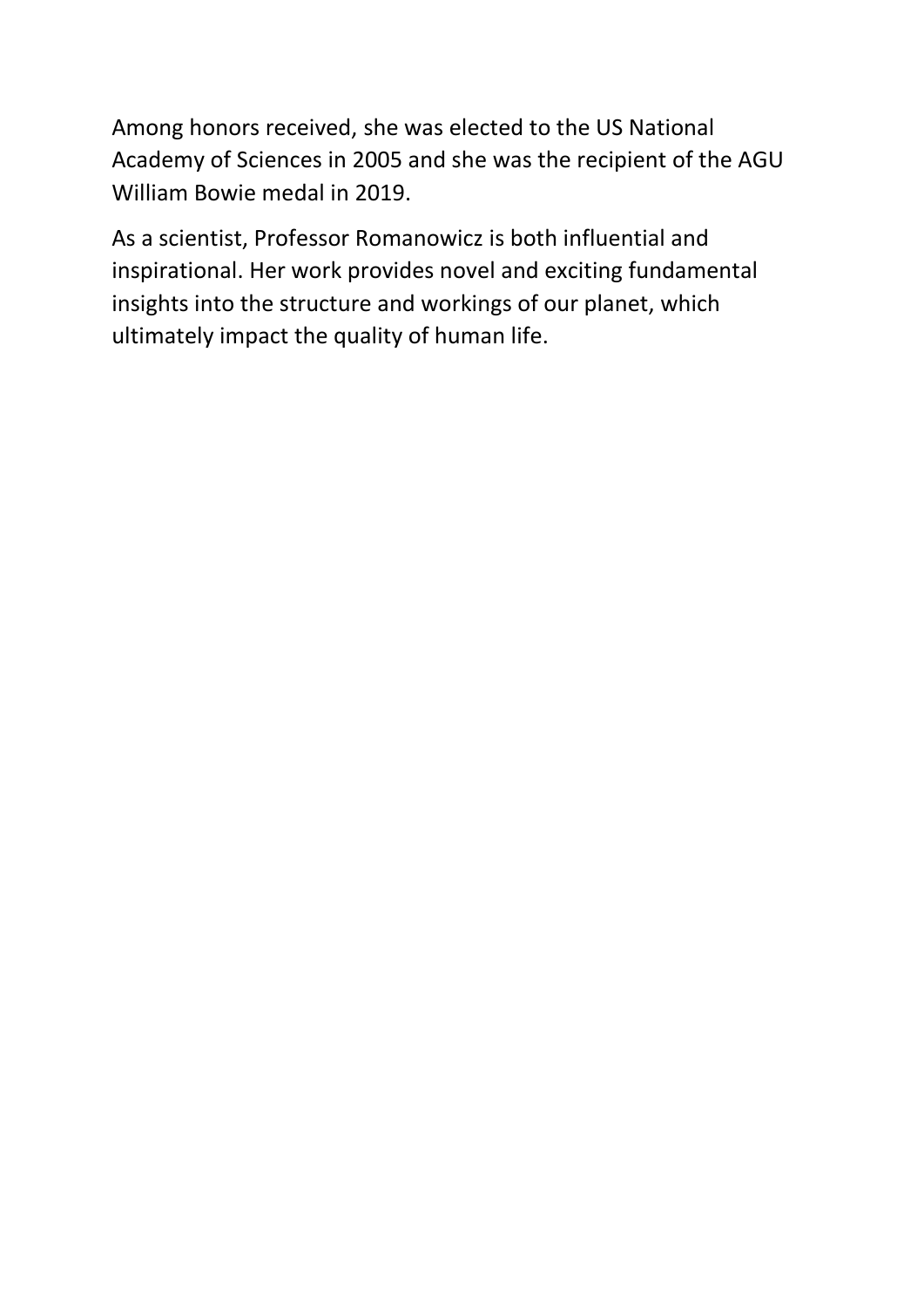Among honors received, she was elected to the US National Academy of Sciences in 2005 and she was the recipient of the AGU William Bowie medal in 2019.

As a scientist, Professor Romanowicz is both influential and inspirational. Her work provides novel and exciting fundamental insights into the structure and workings of our planet, which ultimately impact the quality of human life.